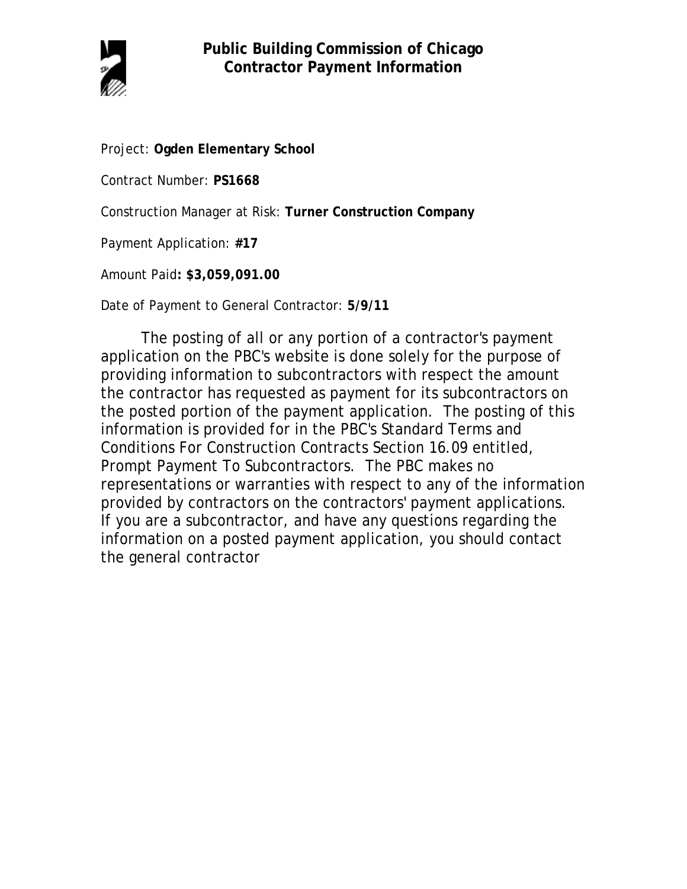# Public Building Commission of Chicago
## Contractor Payment Information

Project: **Ogden Elementary School**

Contract Number: **PS1668**

Construction Manager at Risk: **Turner Construction Company**

Payment Application: **#17**

Amount Paid**: $3,059,091.00**

Date of Payment to General Contractor: **5/9/11**

The posting of all or any portion of a contractor's payment application on the PBC's website is done solely for the purpose of providing information to subcontractors with respect the amount the contractor has requested as payment for its subcontractors on the posted portion of the payment application. The posting of this information is provided for in the PBC's Standard Terms and Conditions For Construction Contracts Section 16.09 entitled, Prompt Payment To Subcontractors. The PBC makes no representations or warranties with respect to any of the information provided by contractors on the contractors' payment applications. If you are a subcontractor, and have any questions regarding the information on a posted payment application, you should contact the general contractor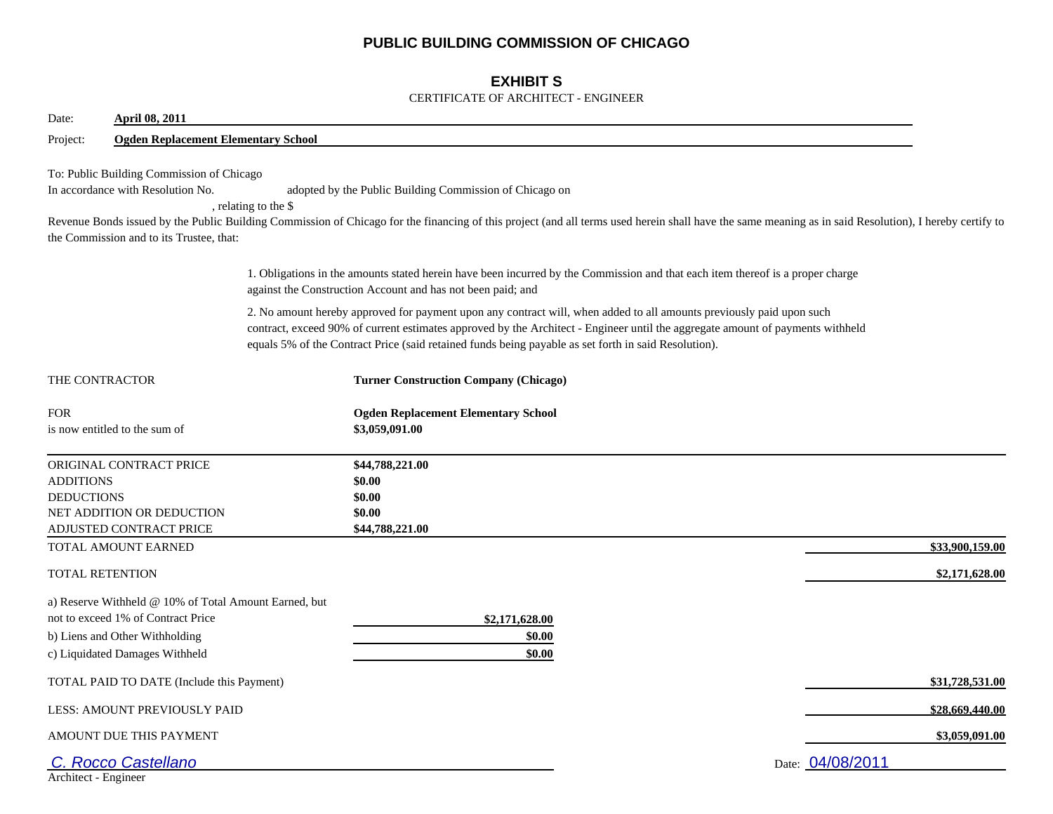# PUBLIC BUILDING COMMISSION OF CHICAGO

## EXHIBIT S

CERTIFICATE OF ARCHITECT - ENGINEER

Date: **April 08, 2011**

Project: **Ogden Replacement Elementary School**

To: Public Building Commission of Chicago

In accordance with Resolution No. adopted by the Public Building Commission of Chicago on , relating to the $ Revenue Bonds issued by the Public Building Commission of Chicago for the financing of this project (and all terms used herein shall have the same meaning as in said Resolution), I hereby certify to the Commission and to its Trustee, that:

1. Obligations in the amounts stated herein have been incurred by the Commission and that each item thereof is a proper charge against the Construction Account and has not been paid; and

2. No amount hereby approved for payment upon any contract will, when added to all amounts previously paid upon such contract, exceed 90% of current estimates approved by the Architect - Engineer until the aggregate amount of payments withheld equals 5% of the Contract Price (said retained funds being payable as set forth in said Resolution).

THE CONTRACTOR **Turner Construction Company (Chicago)**

FOR **Ogden Replacement Elementary School**

is now entitled to the sum of **$3,059,091.00**

| | | |
|---|---|---|
| ORIGINAL CONTRACT PRICE | **$44,788,221.00** | |
| ADDITIONS | **$0.00** | |
| DEDUCTIONS | **$0.00** | |
| NET ADDITION OR DEDUCTION | **$0.00** | |
| ADJUSTED CONTRACT PRICE | **$44,788,221.00** | |
| TOTAL AMOUNT EARNED | | **$33,900,159.00** |
| TOTAL RETENTION | | **$2,171,628.00** |
| a) Reserve Withheld @ 10% of Total Amount Earned, but not to exceed 1% of Contract Price | **$2,171,628.00** | |
| b) Liens and Other Withholding | **$0.00** | |
| c) Liquidated Damages Withheld | **$0.00** | |
| TOTAL PAID TO DATE (Include this Payment) | | **$31,728,531.00** |
| LESS: AMOUNT PREVIOUSLY PAID | | **$28,669,440.00** |
| AMOUNT DUE THIS PAYMENT | | **$3,059,091.00** |

*C. Rocco Castellano*

Architect - Engineer

Date: 04/08/2011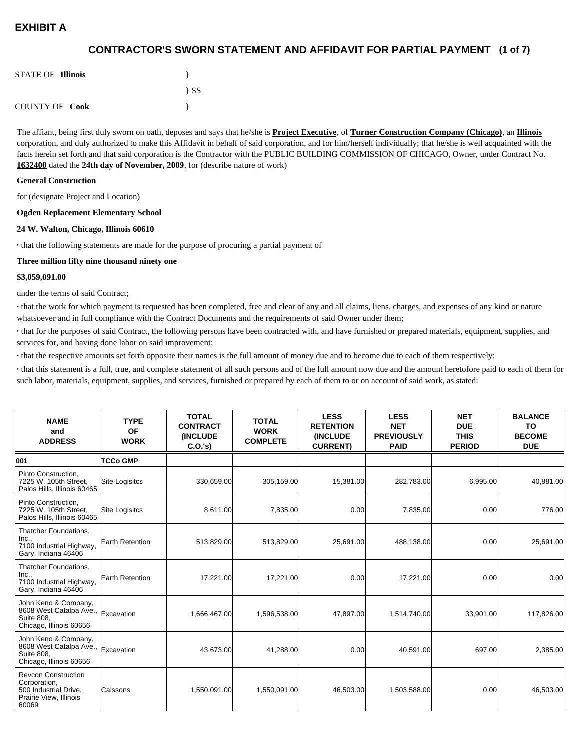# EXHIBIT A

## CONTRACTOR'S SWORN STATEMENT AND AFFIDAVIT FOR PARTIAL PAYMENT (1 of 7)

STATE OF **Illinois** }
} SS
COUNTY OF **Cook** }

The affiant, being first duly sworn on oath, deposes and says that he/she is **Project Executive**, of **Turner Construction Company (Chicago)**, an **Illinois** corporation, and duly authorized to make this Affidavit in behalf of said corporation, and for him/herself individually; that he/she is well acquainted with the facts herein set forth and that said corporation is the Contractor with the PUBLIC BUILDING COMMISSION OF CHICAGO, Owner, under Contract No. **1632400** dated the **24th day of November, 2009**, for (describe nature of work)

**General Construction**

for (designate Project and Location)

**Ogden Replacement Elementary School**

**24 W. Walton, Chicago, Illinois 60610**

· that the following statements are made for the purpose of procuring a partial payment of

**Three million fifty nine thousand ninety one**

**$3,059,091.00**

under the terms of said Contract;

· that the work for which payment is requested has been completed, free and clear of any and all claims, liens, charges, and expenses of any kind or nature whatsoever and in full compliance with the Contract Documents and the requirements of said Owner under them;

· that for the purposes of said Contract, the following persons have been contracted with, and have furnished or prepared materials, equipment, supplies, and services for, and having done labor on said improvement;

· that the respective amounts set forth opposite their names is the full amount of money due and to become due to each of them respectively;

· that this statement is a full, true, and complete statement of all such persons and of the full amount now due and the amount heretofore paid to each of them for such labor, materials, equipment, supplies, and services, furnished or prepared by each of them to or on account of said work, as stated:

| NAME and ADDRESS | TYPE OF WORK | TOTAL CONTRACT (INCLUDE C.O.'s) | TOTAL WORK COMPLETE | LESS RETENTION (INCLUDE CURRENT) | LESS NET PREVIOUSLY PAID | NET DUE THIS PERIOD | BALANCE TO BECOME DUE |
|---|---|---|---|---|---|---|---|
| **001** | **TCCo GMP** | | | | | | |
| Pinto Construction, 7225 W. 105th Street, Palos Hills, Illinois 60465 | Site Logisitcs | 330,659.00 | 305,159.00 | 15,381.00 | 282,783.00 | 6,995.00 | 40,881.00 |
| Pinto Construction, 7225 W. 105th Street, Palos Hills, Illinois 60465 | Site Logisitcs | 8,611.00 | 7,835.00 | 0.00 | 7,835.00 | 0.00 | 776.00 |
| Thatcher Foundations, Inc., 7100 Industrial Highway, Gary, Indiana 46406 | Earth Retention | 513,829.00 | 513,829.00 | 25,691.00 | 488,138.00 | 0.00 | 25,691.00 |
| Thatcher Foundations, Inc., 7100 Industrial Highway, Gary, Indiana 46406 | Earth Retention | 17,221.00 | 17,221.00 | 0.00 | 17,221.00 | 0.00 | 0.00 |
| John Keno & Company, 8608 West Catalpa Ave., Suite 808, Chicago, Illinois 60656 | Excavation | 1,666,467.00 | 1,596,538.00 | 47,897.00 | 1,514,740.00 | 33,901.00 | 117,826.00 |
| John Keno & Company, 8608 West Catalpa Ave., Suite 808, Chicago, Illinois 60656 | Excavation | 43,673.00 | 41,288.00 | 0.00 | 40,591.00 | 697.00 | 2,385.00 |
| Revcon Construction Corporation, 500 Industrial Drive, Prairie View, Illinois 60069 | Caissons | 1,550,091.00 | 1,550,091.00 | 46,503.00 | 1,503,588.00 | 0.00 | 46,503.00 |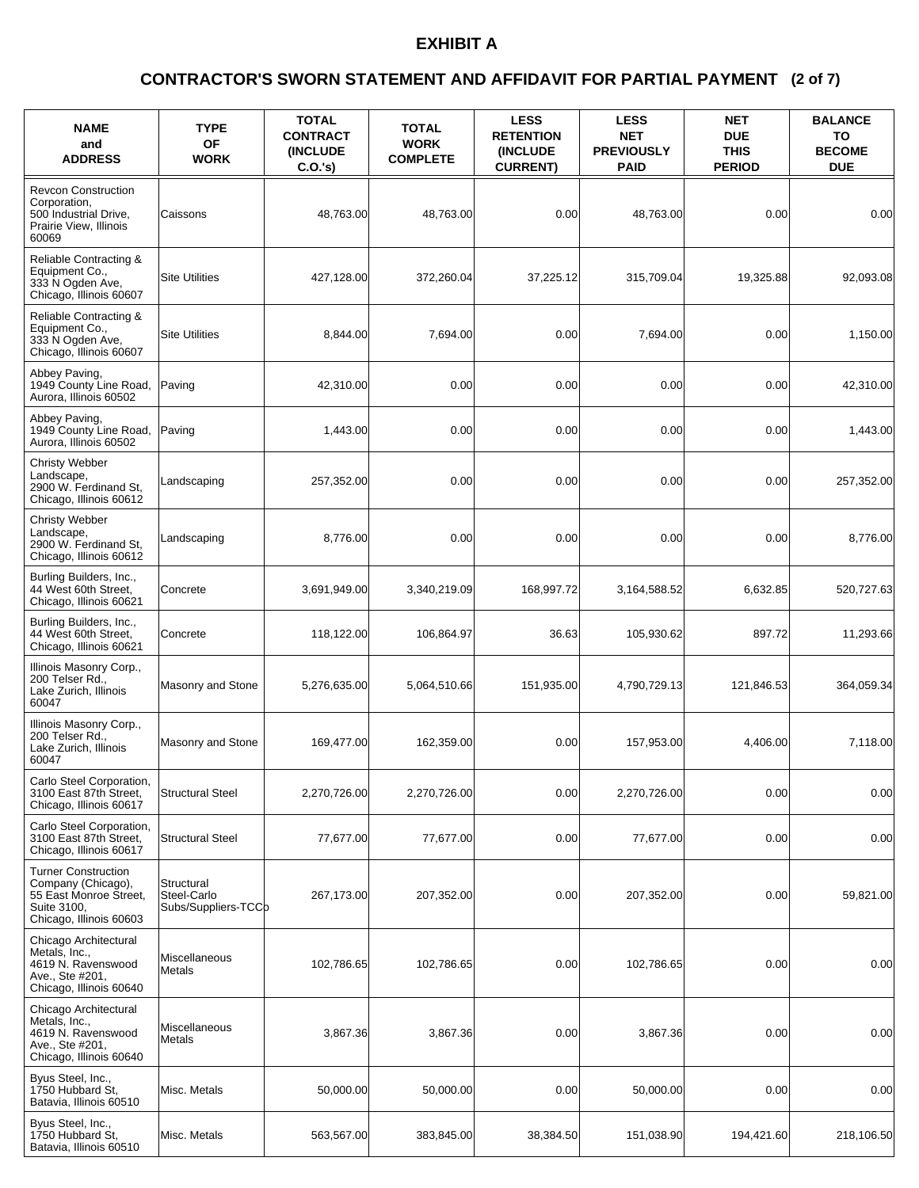# EXHIBIT A

## CONTRACTOR'S SWORN STATEMENT AND AFFIDAVIT FOR PARTIAL PAYMENT (2 of 7)

| NAME and ADDRESS | TYPE OF WORK | TOTAL CONTRACT (INCLUDE C.O.'s) | TOTAL WORK COMPLETE | LESS RETENTION (INCLUDE CURRENT) | LESS NET PREVIOUSLY PAID | NET DUE THIS PERIOD | BALANCE TO BECOME DUE |
|---|---|---|---|---|---|---|---|
| Revcon Construction Corporation, 500 Industrial Drive, Prairie View, Illinois 60069 | Caissons | 48,763.00 | 48,763.00 | 0.00 | 48,763.00 | 0.00 | 0.00 |
| Reliable Contracting & Equipment Co., 333 N Ogden Ave, Chicago, Illinois 60607 | Site Utilities | 427,128.00 | 372,260.04 | 37,225.12 | 315,709.04 | 19,325.88 | 92,093.08 |
| Reliable Contracting & Equipment Co., 333 N Ogden Ave, Chicago, Illinois 60607 | Site Utilities | 8,844.00 | 7,694.00 | 0.00 | 7,694.00 | 0.00 | 1,150.00 |
| Abbey Paving, 1949 County Line Road, Aurora, Illinois 60502 | Paving | 42,310.00 | 0.00 | 0.00 | 0.00 | 0.00 | 42,310.00 |
| Abbey Paving, 1949 County Line Road, Aurora, Illinois 60502 | Paving | 1,443.00 | 0.00 | 0.00 | 0.00 | 0.00 | 1,443.00 |
| Christy Webber Landscape, 2900 W. Ferdinand St, Chicago, Illinois 60612 | Landscaping | 257,352.00 | 0.00 | 0.00 | 0.00 | 0.00 | 257,352.00 |
| Christy Webber Landscape, 2900 W. Ferdinand St, Chicago, Illinois 60612 | Landscaping | 8,776.00 | 0.00 | 0.00 | 0.00 | 0.00 | 8,776.00 |
| Burling Builders, Inc., 44 West 60th Street, Chicago, Illinois 60621 | Concrete | 3,691,949.00 | 3,340,219.09 | 168,997.72 | 3,164,588.52 | 6,632.85 | 520,727.63 |
| Burling Builders, Inc., 44 West 60th Street, Chicago, Illinois 60621 | Concrete | 118,122.00 | 106,864.97 | 36.63 | 105,930.62 | 897.72 | 11,293.66 |
| Illinois Masonry Corp., 200 Telser Rd., Lake Zurich, Illinois 60047 | Masonry and Stone | 5,276,635.00 | 5,064,510.66 | 151,935.00 | 4,790,729.13 | 121,846.53 | 364,059.34 |
| Illinois Masonry Corp., 200 Telser Rd., Lake Zurich, Illinois 60047 | Masonry and Stone | 169,477.00 | 162,359.00 | 0.00 | 157,953.00 | 4,406.00 | 7,118.00 |
| Carlo Steel Corporation, 3100 East 87th Street, Chicago, Illinois 60617 | Structural Steel | 2,270,726.00 | 2,270,726.00 | 0.00 | 2,270,726.00 | 0.00 | 0.00 |
| Carlo Steel Corporation, 3100 East 87th Street, Chicago, Illinois 60617 | Structural Steel | 77,677.00 | 77,677.00 | 0.00 | 77,677.00 | 0.00 | 0.00 |
| Turner Construction Company (Chicago), 55 East Monroe Street, Suite 3100, Chicago, Illinois 60603 | Structural Steel-Carlo Subs/Suppliers-TCCo | 267,173.00 | 207,352.00 | 0.00 | 207,352.00 | 0.00 | 59,821.00 |
| Chicago Architectural Metals, Inc., 4619 N. Ravenswood Ave., Ste #201, Chicago, Illinois 60640 | Miscellaneous Metals | 102,786.65 | 102,786.65 | 0.00 | 102,786.65 | 0.00 | 0.00 |
| Chicago Architectural Metals, Inc., 4619 N. Ravenswood Ave., Ste #201, Chicago, Illinois 60640 | Miscellaneous Metals | 3,867.36 | 3,867.36 | 0.00 | 3,867.36 | 0.00 | 0.00 |
| Byus Steel, Inc., 1750 Hubbard St, Batavia, Illinois 60510 | Misc. Metals | 50,000.00 | 50,000.00 | 0.00 | 50,000.00 | 0.00 | 0.00 |
| Byus Steel, Inc., 1750 Hubbard St, Batavia, Illinois 60510 | Misc. Metals | 563,567.00 | 383,845.00 | 38,384.50 | 151,038.90 | 194,421.60 | 218,106.50 |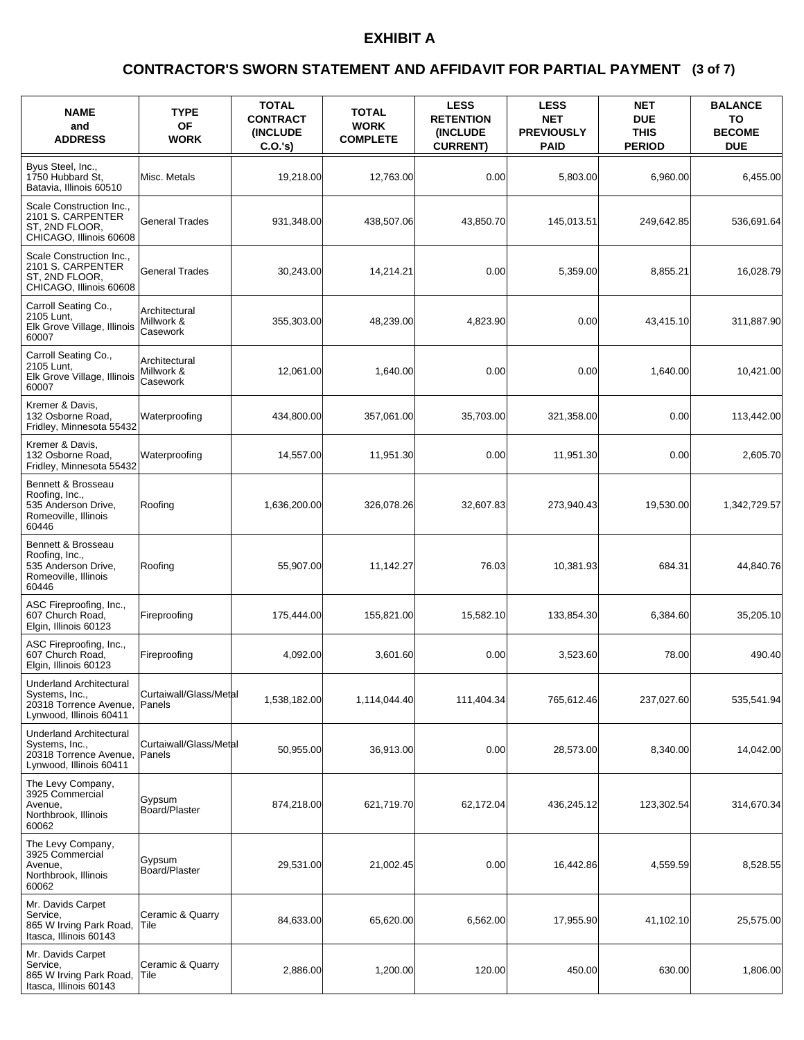# EXHIBIT A

## CONTRACTOR'S SWORN STATEMENT AND AFFIDAVIT FOR PARTIAL PAYMENT (3 of 7)

| NAME and ADDRESS | TYPE OF WORK | TOTAL CONTRACT (INCLUDE C.O.'s) | TOTAL WORK COMPLETE | LESS RETENTION (INCLUDE CURRENT) | LESS NET PREVIOUSLY PAID | NET DUE THIS PERIOD | BALANCE TO BECOME DUE |
|---|---|---|---|---|---|---|---|
| Byus Steel, Inc., 1750 Hubbard St, Batavia, Illinois 60510 | Misc. Metals | 19,218.00 | 12,763.00 | 0.00 | 5,803.00 | 6,960.00 | 6,455.00 |
| Scale Construction Inc., 2101 S. CARPENTER ST, 2ND FLOOR, CHICAGO, Illinois 60608 | General Trades | 931,348.00 | 438,507.06 | 43,850.70 | 145,013.51 | 249,642.85 | 536,691.64 |
| Scale Construction Inc., 2101 S. CARPENTER ST, 2ND FLOOR, CHICAGO, Illinois 60608 | General Trades | 30,243.00 | 14,214.21 | 0.00 | 5,359.00 | 8,855.21 | 16,028.79 |
| Carroll Seating Co., 2105 Lunt, Elk Grove Village, Illinois 60007 | Architectural Millwork & Casework | 355,303.00 | 48,239.00 | 4,823.90 | 0.00 | 43,415.10 | 311,887.90 |
| Carroll Seating Co., 2105 Lunt, Elk Grove Village, Illinois 60007 | Architectural Millwork & Casework | 12,061.00 | 1,640.00 | 0.00 | 0.00 | 1,640.00 | 10,421.00 |
| Kremer & Davis, 132 Osborne Road, Fridley, Minnesota 55432 | Waterproofing | 434,800.00 | 357,061.00 | 35,703.00 | 321,358.00 | 0.00 | 113,442.00 |
| Kremer & Davis, 132 Osborne Road, Fridley, Minnesota 55432 | Waterproofing | 14,557.00 | 11,951.30 | 0.00 | 11,951.30 | 0.00 | 2,605.70 |
| Bennett & Brosseau Roofing, Inc., 535 Anderson Drive, Romeoville, Illinois 60446 | Roofing | 1,636,200.00 | 326,078.26 | 32,607.83 | 273,940.43 | 19,530.00 | 1,342,729.57 |
| Bennett & Brosseau Roofing, Inc., 535 Anderson Drive, Romeoville, Illinois 60446 | Roofing | 55,907.00 | 11,142.27 | 76.03 | 10,381.93 | 684.31 | 44,840.76 |
| ASC Fireproofing, Inc., 607 Church Road, Elgin, Illinois 60123 | Fireproofing | 175,444.00 | 155,821.00 | 15,582.10 | 133,854.30 | 6,384.60 | 35,205.10 |
| ASC Fireproofing, Inc., 607 Church Road, Elgin, Illinois 60123 | Fireproofing | 4,092.00 | 3,601.60 | 0.00 | 3,523.60 | 78.00 | 490.40 |
| Underland Architectural Systems, Inc., 20318 Torrence Avenue, Lynwood, Illinois 60411 | Curtaiwall/Glass/Metal Panels | 1,538,182.00 | 1,114,044.40 | 111,404.34 | 765,612.46 | 237,027.60 | 535,541.94 |
| Underland Architectural Systems, Inc., 20318 Torrence Avenue, Lynwood, Illinois 60411 | Curtaiwall/Glass/Metal Panels | 50,955.00 | 36,913.00 | 0.00 | 28,573.00 | 8,340.00 | 14,042.00 |
| The Levy Company, 3925 Commercial Avenue, Northbrook, Illinois 60062 | Gypsum Board/Plaster | 874,218.00 | 621,719.70 | 62,172.04 | 436,245.12 | 123,302.54 | 314,670.34 |
| The Levy Company, 3925 Commercial Avenue, Northbrook, Illinois 60062 | Gypsum Board/Plaster | 29,531.00 | 21,002.45 | 0.00 | 16,442.86 | 4,559.59 | 8,528.55 |
| Mr. Davids Carpet Service, 865 W Irving Park Road, Itasca, Illinois 60143 | Ceramic & Quarry Tile | 84,633.00 | 65,620.00 | 6,562.00 | 17,955.90 | 41,102.10 | 25,575.00 |
| Mr. Davids Carpet Service, 865 W Irving Park Road, Itasca, Illinois 60143 | Ceramic & Quarry Tile | 2,886.00 | 1,200.00 | 120.00 | 450.00 | 630.00 | 1,806.00 |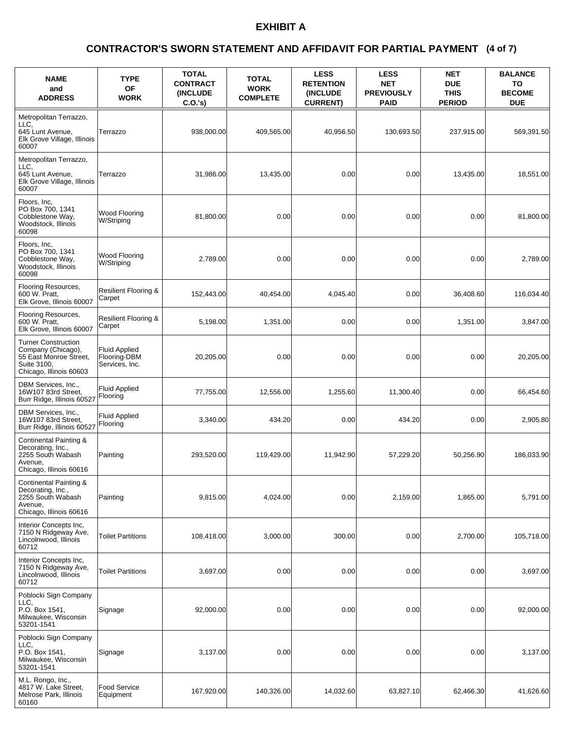# EXHIBIT A

## CONTRACTOR'S SWORN STATEMENT AND AFFIDAVIT FOR PARTIAL PAYMENT (4 of 7)

| NAME and ADDRESS | TYPE OF WORK | TOTAL CONTRACT (INCLUDE C.O.'s) | TOTAL WORK COMPLETE | LESS RETENTION (INCLUDE CURRENT) | LESS NET PREVIOUSLY PAID | NET DUE THIS PERIOD | BALANCE TO BECOME DUE |
|---|---|---|---|---|---|---|---|
| Metropolitan Terrazzo, LLC, 645 Lunt Avenue, Elk Grove Village, Illinois 60007 | Terrazzo | 938,000.00 | 409,565.00 | 40,956.50 | 130,693.50 | 237,915.00 | 569,391.50 |
| Metropolitan Terrazzo, LLC, 645 Lunt Avenue, Elk Grove Village, Illinois 60007 | Terrazzo | 31,986.00 | 13,435.00 | 0.00 | 0.00 | 13,435.00 | 18,551.00 |
| Floors, Inc, PO Box 700, 1341 Cobblestone Way, Woodstock, Illinois 60098 | Wood Flooring W/Striping | 81,800.00 | 0.00 | 0.00 | 0.00 | 0.00 | 81,800.00 |
| Floors, Inc, PO Box 700, 1341 Cobblestone Way, Woodstock, Illinois 60098 | Wood Flooring W/Striping | 2,789.00 | 0.00 | 0.00 | 0.00 | 0.00 | 2,789.00 |
| Flooring Resources, 600 W. Pratt, Elk Grove, Illinois 60007 | Resilient Flooring & Carpet | 152,443.00 | 40,454.00 | 4,045.40 | 0.00 | 36,408.60 | 116,034.40 |
| Flooring Resources, 600 W. Pratt, Elk Grove, Illinois 60007 | Resilient Flooring & Carpet | 5,198.00 | 1,351.00 | 0.00 | 0.00 | 1,351.00 | 3,847.00 |
| Turner Construction Company (Chicago), 55 East Monroe Street, Suite 3100, Chicago, Illinois 60603 | Fluid Applied Flooring-DBM Services, Inc. | 20,205.00 | 0.00 | 0.00 | 0.00 | 0.00 | 20,205.00 |
| DBM Services, Inc., 16W107 83rd Street, Burr Ridge, Illinois 60527 | Fluid Applied Flooring | 77,755.00 | 12,556.00 | 1,255.60 | 11,300.40 | 0.00 | 66,454.60 |
| DBM Services, Inc., 16W107 83rd Street, Burr Ridge, Illinois 60527 | Fluid Applied Flooring | 3,340.00 | 434.20 | 0.00 | 434.20 | 0.00 | 2,905.80 |
| Continental Painting & Decorating, Inc., 2255 South Wabash Avenue, Chicago, Illinois 60616 | Painting | 293,520.00 | 119,429.00 | 11,942.90 | 57,229.20 | 50,256.90 | 186,033.90 |
| Continental Painting & Decorating, Inc., 2255 South Wabash Avenue, Chicago, Illinois 60616 | Painting | 9,815.00 | 4,024.00 | 0.00 | 2,159.00 | 1,865.00 | 5,791.00 |
| Interior Concepts Inc, 7150 N Ridgeway Ave, Lincolnwood, Illinois 60712 | Toilet Partitions | 108,418.00 | 3,000.00 | 300.00 | 0.00 | 2,700.00 | 105,718.00 |
| Interior Concepts Inc, 7150 N Ridgeway Ave, Lincolnwood, Illinois 60712 | Toilet Partitions | 3,697.00 | 0.00 | 0.00 | 0.00 | 0.00 | 3,697.00 |
| Poblocki Sign Company LLC, P.O. Box 1541, Milwaukee, Wisconsin 53201-1541 | Signage | 92,000.00 | 0.00 | 0.00 | 0.00 | 0.00 | 92,000.00 |
| Poblocki Sign Company LLC, P.O. Box 1541, Milwaukee, Wisconsin 53201-1541 | Signage | 3,137.00 | 0.00 | 0.00 | 0.00 | 0.00 | 3,137.00 |
| M.L. Rongo, Inc., 4817 W. Lake Street, Melrose Park, Illinois 60160 | Food Service Equipment | 167,920.00 | 140,326.00 | 14,032.60 | 63,827.10 | 62,466.30 | 41,626.60 |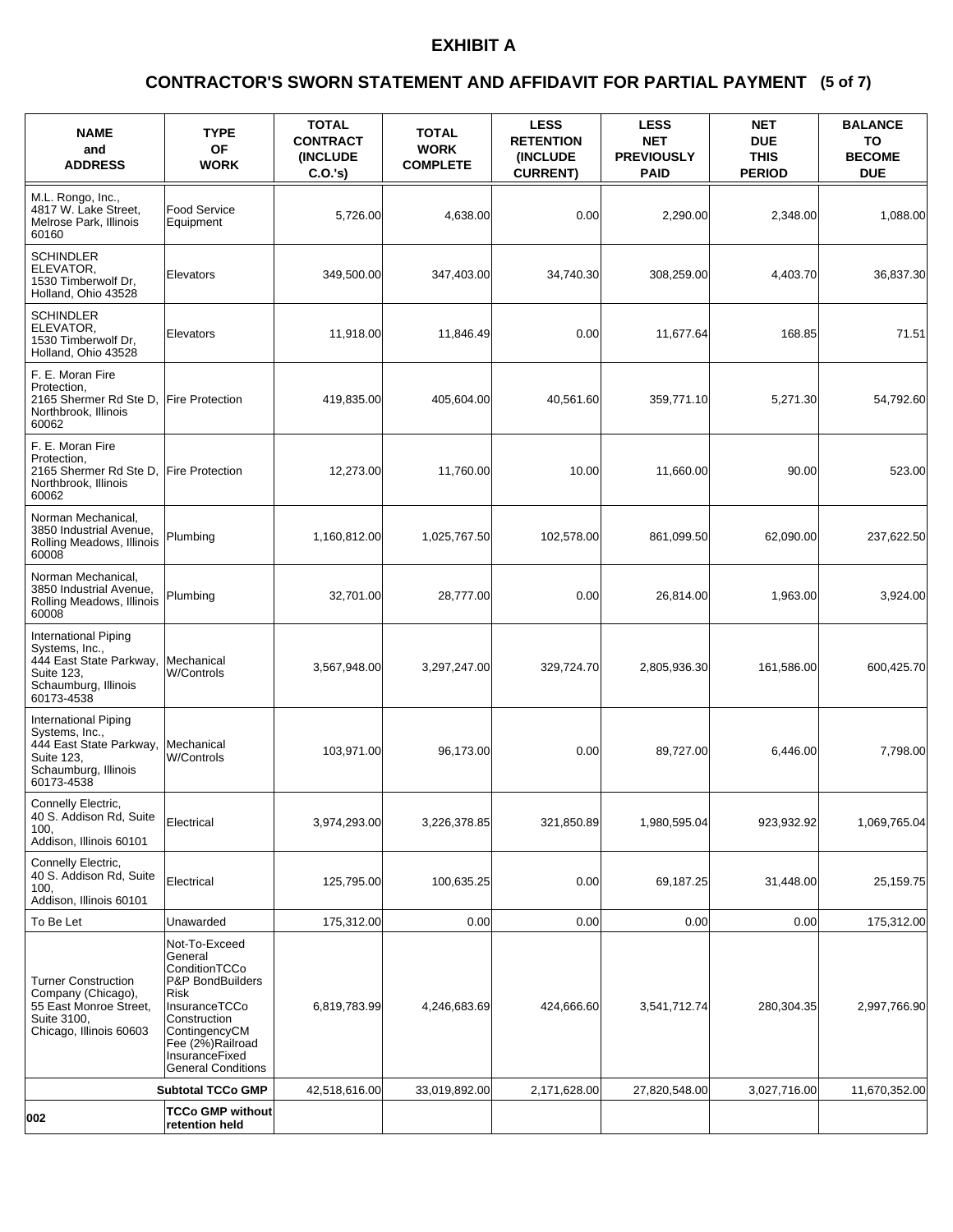# EXHIBIT A

## CONTRACTOR'S SWORN STATEMENT AND AFFIDAVIT FOR PARTIAL PAYMENT (5 of 7)

| NAME and ADDRESS | TYPE OF WORK | TOTAL CONTRACT (INCLUDE C.O.'s) | TOTAL WORK COMPLETE | LESS RETENTION (INCLUDE CURRENT) | LESS NET PREVIOUSLY PAID | NET DUE THIS PERIOD | BALANCE TO BECOME DUE |
|---|---|---|---|---|---|---|---|
| M.L. Rongo, Inc., 4817 W. Lake Street, Melrose Park, Illinois 60160 | Food Service Equipment | 5,726.00 | 4,638.00 | 0.00 | 2,290.00 | 2,348.00 | 1,088.00 |
| SCHINDLER ELEVATOR, 1530 Timberwolf Dr, Holland, Ohio 43528 | Elevators | 349,500.00 | 347,403.00 | 34,740.30 | 308,259.00 | 4,403.70 | 36,837.30 |
| SCHINDLER ELEVATOR, 1530 Timberwolf Dr, Holland, Ohio 43528 | Elevators | 11,918.00 | 11,846.49 | 0.00 | 11,677.64 | 168.85 | 71.51 |
| F. E. Moran Fire Protection, 2165 Shermer Rd Ste D, Northbrook, Illinois 60062 | Fire Protection | 419,835.00 | 405,604.00 | 40,561.60 | 359,771.10 | 5,271.30 | 54,792.60 |
| F. E. Moran Fire Protection, 2165 Shermer Rd Ste D, Northbrook, Illinois 60062 | Fire Protection | 12,273.00 | 11,760.00 | 10.00 | 11,660.00 | 90.00 | 523.00 |
| Norman Mechanical, 3850 Industrial Avenue, Rolling Meadows, Illinois 60008 | Plumbing | 1,160,812.00 | 1,025,767.50 | 102,578.00 | 861,099.50 | 62,090.00 | 237,622.50 |
| Norman Mechanical, 3850 Industrial Avenue, Rolling Meadows, Illinois 60008 | Plumbing | 32,701.00 | 28,777.00 | 0.00 | 26,814.00 | 1,963.00 | 3,924.00 |
| International Piping Systems, Inc., 444 East State Parkway, Suite 123, Schaumburg, Illinois 60173-4538 | Mechanical W/Controls | 3,567,948.00 | 3,297,247.00 | 329,724.70 | 2,805,936.30 | 161,586.00 | 600,425.70 |
| International Piping Systems, Inc., 444 East State Parkway, Suite 123, Schaumburg, Illinois 60173-4538 | Mechanical W/Controls | 103,971.00 | 96,173.00 | 0.00 | 89,727.00 | 6,446.00 | 7,798.00 |
| Connelly Electric, 40 S. Addison Rd, Suite 100, Addison, Illinois 60101 | Electrical | 3,974,293.00 | 3,226,378.85 | 321,850.89 | 1,980,595.04 | 923,932.92 | 1,069,765.04 |
| Connelly Electric, 40 S. Addison Rd, Suite 100, Addison, Illinois 60101 | Electrical | 125,795.00 | 100,635.25 | 0.00 | 69,187.25 | 31,448.00 | 25,159.75 |
| To Be Let | Unawarded | 175,312.00 | 0.00 | 0.00 | 0.00 | 0.00 | 175,312.00 |
| Turner Construction Company (Chicago), 55 East Monroe Street, Suite 3100, Chicago, Illinois 60603 | Not-To-Exceed General ConditionTCCo P&P BondBuilders Risk InsuranceTCCo Construction ContingencyCM Fee (2%)Railroad InsuranceFixed General Conditions | 6,819,783.99 | 4,246,683.69 | 424,666.60 | 3,541,712.74 | 280,304.35 | 2,997,766.90 |
| | **Subtotal TCCo GMP** | 42,518,616.00 | 33,019,892.00 | 2,171,628.00 | 27,820,548.00 | 3,027,716.00 | 11,670,352.00 |
| **002** | **TCCo GMP without retention held** | | | | | | |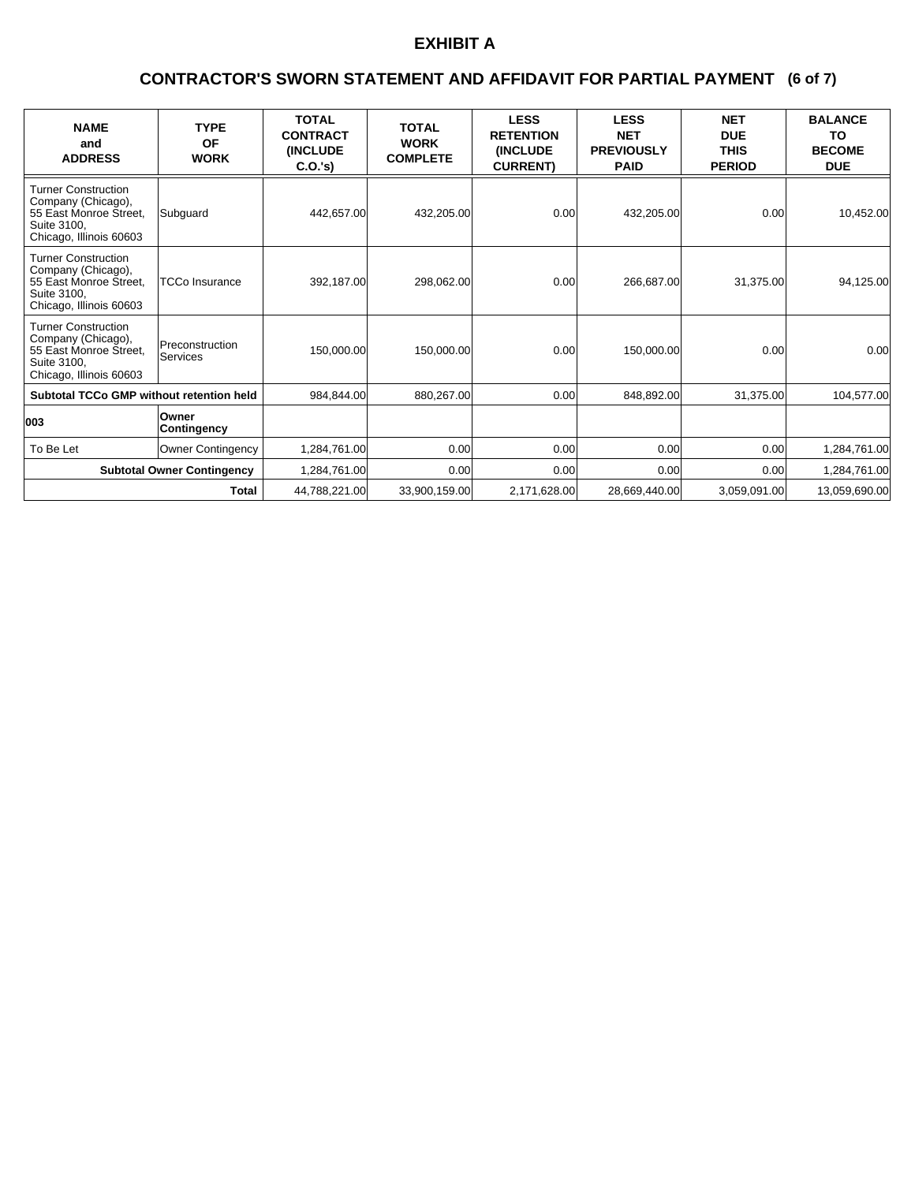# EXHIBIT A

## CONTRACTOR'S SWORN STATEMENT AND AFFIDAVIT FOR PARTIAL PAYMENT (6 of 7)

| NAME and ADDRESS | TYPE OF WORK | TOTAL CONTRACT (INCLUDE C.O.'s) | TOTAL WORK COMPLETE | LESS RETENTION (INCLUDE CURRENT) | LESS NET PREVIOUSLY PAID | NET DUE THIS PERIOD | BALANCE TO BECOME DUE |
|---|---|---|---|---|---|---|---|
| Turner Construction Company (Chicago), 55 East Monroe Street, Suite 3100, Chicago, Illinois 60603 | Subguard | 442,657.00 | 432,205.00 | 0.00 | 432,205.00 | 0.00 | 10,452.00 |
| Turner Construction Company (Chicago), 55 East Monroe Street, Suite 3100, Chicago, Illinois 60603 | TCCo Insurance | 392,187.00 | 298,062.00 | 0.00 | 266,687.00 | 31,375.00 | 94,125.00 |
| Turner Construction Company (Chicago), 55 East Monroe Street, Suite 3100, Chicago, Illinois 60603 | Preconstruction Services | 150,000.00 | 150,000.00 | 0.00 | 150,000.00 | 0.00 | 0.00 |
| **Subtotal TCCo GMP without retention held** | | 984,844.00 | 880,267.00 | 0.00 | 848,892.00 | 31,375.00 | 104,577.00 |
| **003** | **Owner Contingency** | | | | | | |
| To Be Let | Owner Contingency | 1,284,761.00 | 0.00 | 0.00 | 0.00 | 0.00 | 1,284,761.00 |
| **Subtotal Owner Contingency** | | 1,284,761.00 | 0.00 | 0.00 | 0.00 | 0.00 | 1,284,761.00 |
| **Total** | | 44,788,221.00 | 33,900,159.00 | 2,171,628.00 | 28,669,440.00 | 3,059,091.00 | 13,059,690.00 |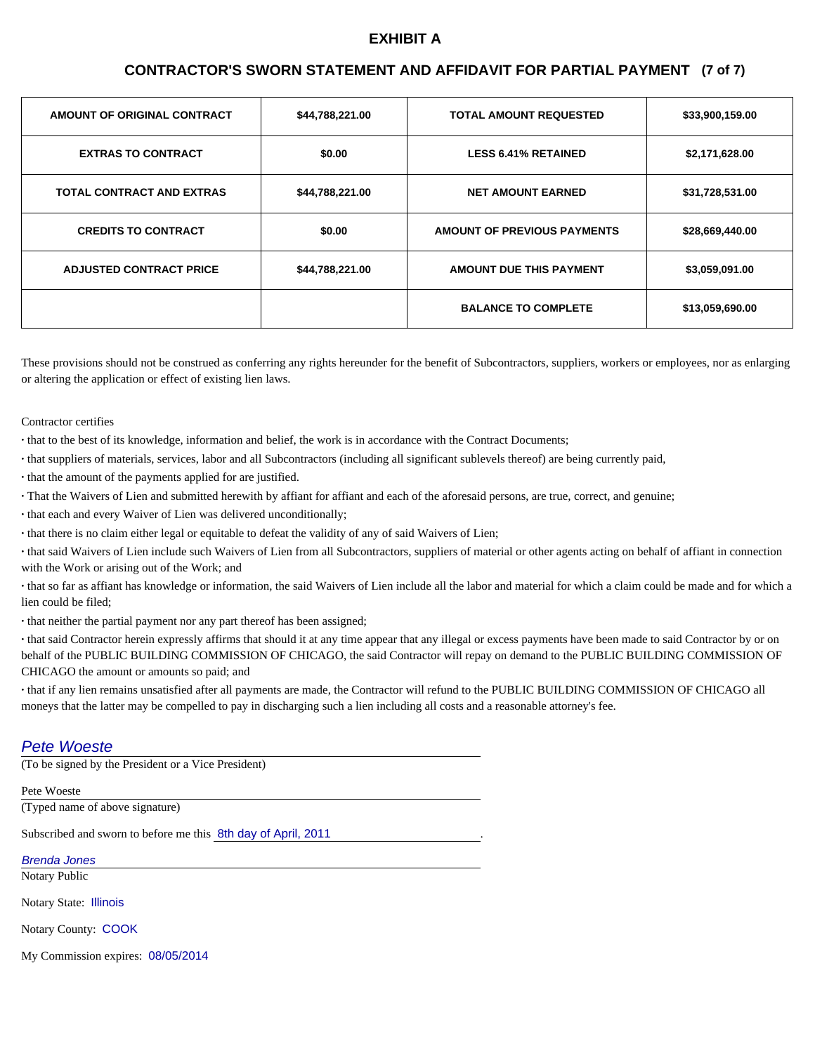# EXHIBIT A

## CONTRACTOR'S SWORN STATEMENT AND AFFIDAVIT FOR PARTIAL PAYMENT (7 of 7)

| | | | |
|---|---|---|---|
| **AMOUNT OF ORIGINAL CONTRACT** | **$44,788,221.00** | **TOTAL AMOUNT REQUESTED** | **$33,900,159.00** |
| **EXTRAS TO CONTRACT** | **$0.00** | **LESS 6.41% RETAINED** | **$2,171,628.00** |
| **TOTAL CONTRACT AND EXTRAS** | **$44,788,221.00** | **NET AMOUNT EARNED** | **$31,728,531.00** |
| **CREDITS TO CONTRACT** | **$0.00** | **AMOUNT OF PREVIOUS PAYMENTS** | **$28,669,440.00** |
| **ADJUSTED CONTRACT PRICE** | **$44,788,221.00** | **AMOUNT DUE THIS PAYMENT** | **$3,059,091.00** |
| | | **BALANCE TO COMPLETE** | **$13,059,690.00** |

These provisions should not be construed as conferring any rights hereunder for the benefit of Subcontractors, suppliers, workers or employees, nor as enlarging or altering the application or effect of existing lien laws.

Contractor certifies

- that to the best of its knowledge, information and belief, the work is in accordance with the Contract Documents;
- that suppliers of materials, services, labor and all Subcontractors (including all significant sublevels thereof) are being currently paid,
- that the amount of the payments applied for are justified.
- That the Waivers of Lien and submitted herewith by affiant for affiant and each of the aforesaid persons, are true, correct, and genuine;
- that each and every Waiver of Lien was delivered unconditionally;
- that there is no claim either legal or equitable to defeat the validity of any of said Waivers of Lien;
- that said Waivers of Lien include such Waivers of Lien from all Subcontractors, suppliers of material or other agents acting on behalf of affiant in connection with the Work or arising out of the Work; and
- that so far as affiant has knowledge or information, the said Waivers of Lien include all the labor and material for which a claim could be made and for which a lien could be filed;
- that neither the partial payment nor any part thereof has been assigned;
- that said Contractor herein expressly affirms that should it at any time appear that any illegal or excess payments have been made to said Contractor by or on behalf of the PUBLIC BUILDING COMMISSION OF CHICAGO, the said Contractor will repay on demand to the PUBLIC BUILDING COMMISSION OF CHICAGO the amount or amounts so paid; and
- that if any lien remains unsatisfied after all payments are made, the Contractor will refund to the PUBLIC BUILDING COMMISSION OF CHICAGO all moneys that the latter may be compelled to pay in discharging such a lien including all costs and a reasonable attorney's fee.

*Pete Woeste*
(To be signed by the President or a Vice President)

Pete Woeste
(Typed name of above signature)

Subscribed and sworn to before me this 8th day of April, 2011.

*Brenda Jones*
Notary Public

Notary State: Illinois

Notary County: COOK

My Commission expires: 08/05/2014